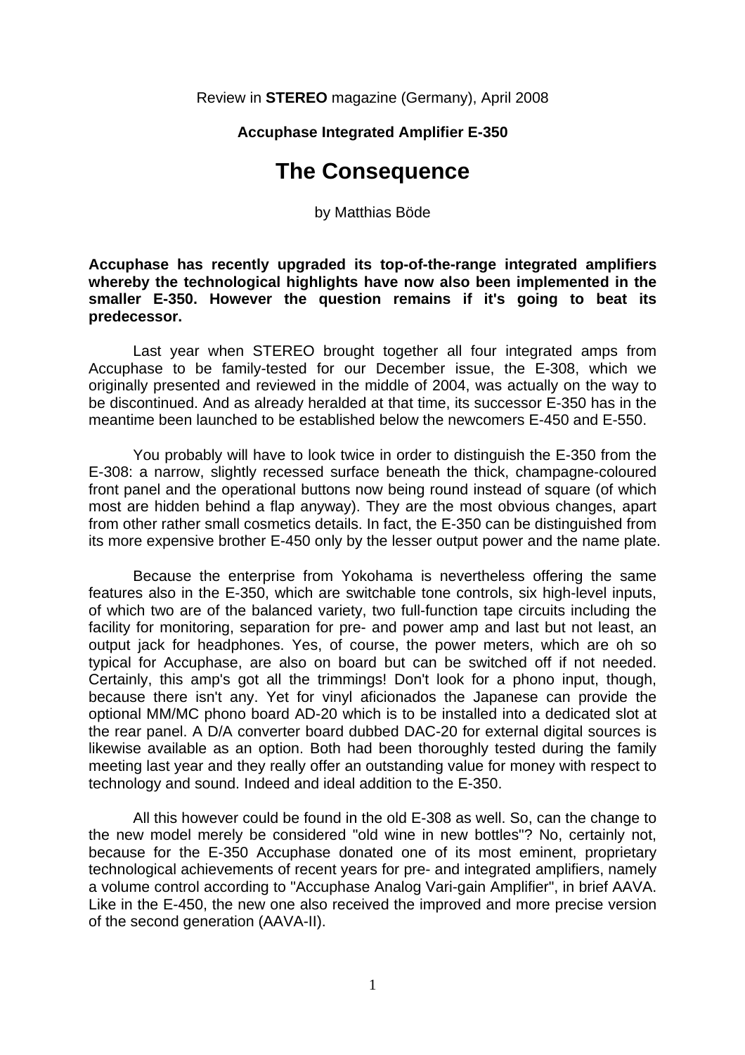Review in **STEREO** magazine (Germany), April 2008

**Accuphase Integrated Amplifier E-350**

# The Consequence

by Matthias Böde

**Accuphase has recently upgraded its top-of-the-range integrated amplifiers whereby the technological highlights have now also been implemented in the smaller E-350. However the question remains if it's going to beat its predecessor.**

Last year when STEREO brought together all four integrated amps from Accuphase to be family-tested for our December issue, the E-308, which we originally presented and reviewed in the middle of 2004, was actually on the way to be discontinued. And as already heralded at that time, its successor E-350 has in the meantime been launched to be established below the newcomers E-450 and E-550.

You probably will have to look twice in order to distinguish the E-350 from the E-308: a narrow, slightly recessed surface beneath the thick, champagne-coloured front panel and the operational buttons now being round instead of square (of which most are hidden behind a flap anyway). They are the most obvious changes, apart from other rather small cosmetics details. In fact, the E-350 can be distinguished from its more expensive brother E-450 only by the lesser output power and the name plate.

Because the enterprise from Yokohama is nevertheless offering the same features also in the E-350, which are switchable tone controls, six high-level inputs, of which two are of the balanced variety, two full-function tape circuits including the facility for monitoring, separation for pre- and power amp and last but not least, an output jack for headphones. Yes, of course, the power meters, which are oh so typical for Accuphase, are also on board but can be switched off if not needed. Certainly, this amp's got all the trimmings! Don't look for a phono input, though, because there isn't any. Yet for vinyl aficionados the Japanese can provide the optional MM/MC phono board AD-20 which is to be installed into a dedicated slot at the rear panel. A D/A converter board dubbed DAC-20 for external digital sources is likewise available as an option. Both had been thoroughly tested during the family meeting last year and they really offer an outstanding value for money with respect to technology and sound. Indeed and ideal addition to the E-350.

All this however could be found in the old E-308 as well. So, can the change to the new model merely be considered "old wine in new bottles"? No, certainly not, because for the E-350 Accuphase donated one of its most eminent, proprietary technological achievements of recent years for pre- and integrated amplifiers, namely a volume control according to "Accuphase Analog Vari-gain Amplifier", in brief AAVA. Like in the E-450, the new one also received the improved and more precise version of the second generation (AAVA-II).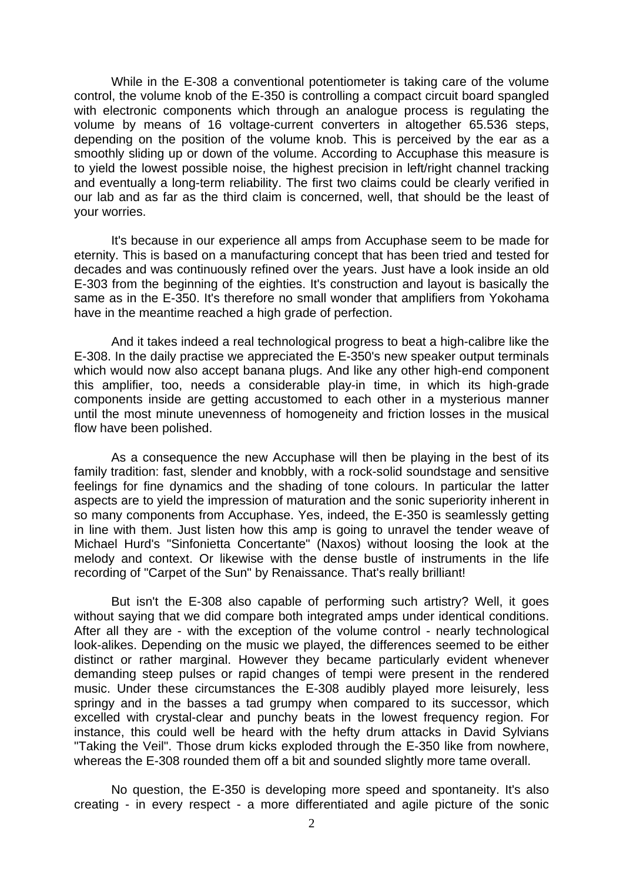While in the E-308 a conventional potentiometer is taking care of the volume control, the volume knob of the E-350 is controlling a compact circuit board spangled with electronic components which through an analogue process is regulating the volume by means of 16 voltage-current converters in altogether 65.536 steps, depending on the position of the volume knob. This is perceived by the ear as a smoothly sliding up or down of the volume. According to Accuphase this measure is to yield the lowest possible noise, the highest precision in left/right channel tracking and eventually a long-term reliability. The first two claims could be clearly verified in our lab and as far as the third claim is concerned, well, that should be the least of your worries.

It's because in our experience all amps from Accuphase seem to be made for eternity. This is based on a manufacturing concept that has been tried and tested for decades and was continuously refined over the years. Just have a look inside an old E-303 from the beginning of the eighties. It's construction and layout is basically the same as in the E-350. It's therefore no small wonder that amplifiers from Yokohama have in the meantime reached a high grade of perfection.

And it takes indeed a real technological progress to beat a high-calibre like the E-308. In the daily practise we appreciated the E-350's new speaker output terminals which would now also accept banana plugs. And like any other high-end component this amplifier, too, needs a considerable play-in time, in which its high-grade components inside are getting accustomed to each other in a mysterious manner until the most minute unevenness of homogeneity and friction losses in the musical flow have been polished.

As a consequence the new Accuphase will then be playing in the best of its family tradition: fast, slender and knobbly, with a rock-solid soundstage and sensitive feelings for fine dynamics and the shading of tone colours. In particular the latter aspects are to yield the impression of maturation and the sonic superiority inherent in so many components from Accuphase. Yes, indeed, the E-350 is seamlessly getting in line with them. Just listen how this amp is going to unravel the tender weave of Michael Hurd's "Sinfonietta Concertante" (Naxos) without loosing the look at the melody and context. Or likewise with the dense bustle of instruments in the life recording of "Carpet of the Sun" by Renaissance. That's really brilliant!

But isn't the E-308 also capable of performing such artistry? Well, it goes without saying that we did compare both integrated amps under identical conditions. After all they are - with the exception of the volume control - nearly technological look-alikes. Depending on the music we played, the differences seemed to be either distinct or rather marginal. However they became particularly evident whenever demanding steep pulses or rapid changes of tempi were present in the rendered music. Under these circumstances the E-308 audibly played more leisurely, less springy and in the basses a tad grumpy when compared to its successor, which excelled with crystal-clear and punchy beats in the lowest frequency region. For instance, this could well be heard with the hefty drum attacks in David Sylvians "Taking the Veil". Those drum kicks exploded through the E-350 like from nowhere, whereas the E-308 rounded them off a bit and sounded slightly more tame overall.

No question, the E-350 is developing more speed and spontaneity. It's also creating - in every respect - a more differentiated and agile picture of the sonic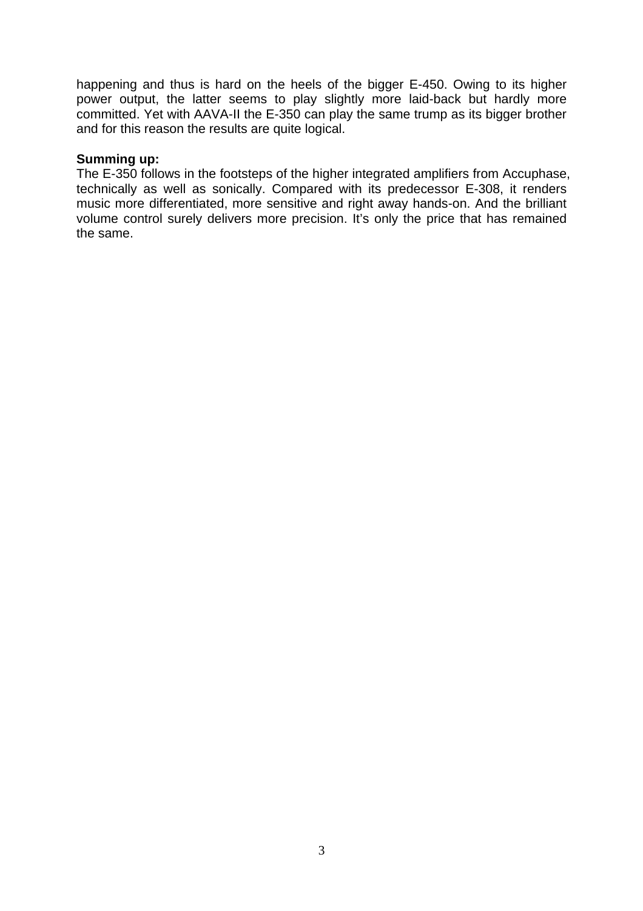happening and thus is hard on the heels of the bigger E-450. Owing to its higher power output, the latter seems to play slightly more laid-back but hardly more committed. Yet with AAVA-II the E-350 can play the same trump as its bigger brother and for this reason the results are quite logical.

**Summing up:**

The E-350 follows in the footsteps of the higher integrated amplifiers from Accuphase, technically as well as sonically. Compared with its predecessor E-308, it renders music more differentiated, more sensitive and right away hands-on. And the brilliant volume control surely delivers more precision. It's only the price that has remained the same.